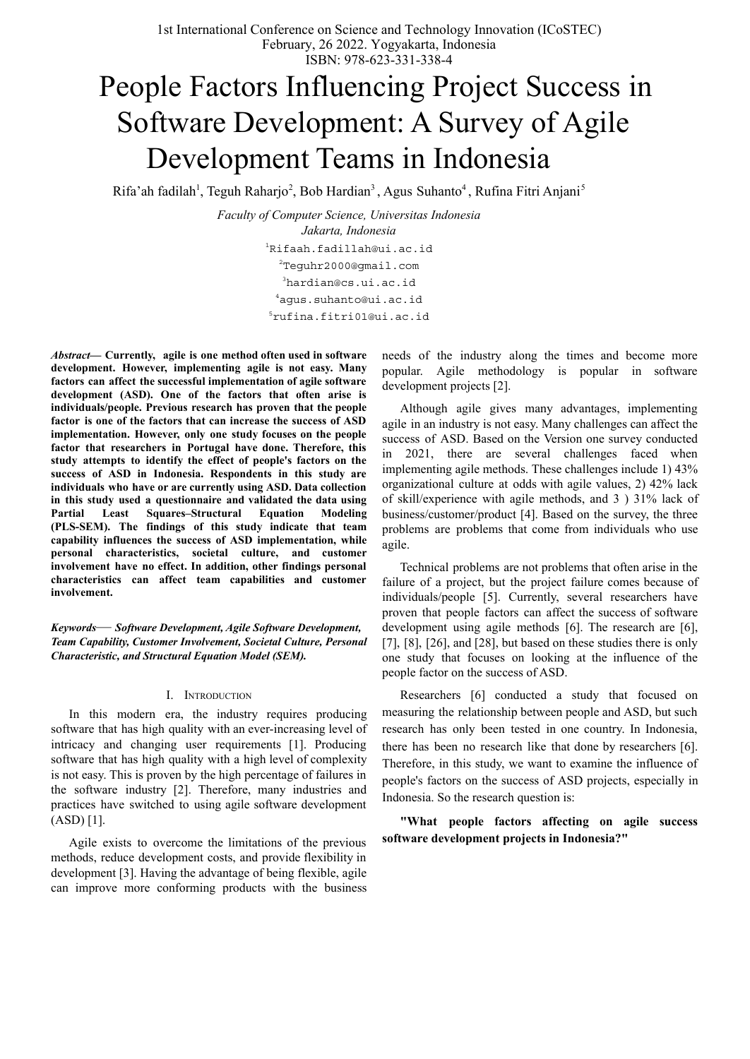# People Factors Influencing Project Success in Software Development: A Survey of Agile Development Teams in Indonesia

Rifa'ah fadilah[1], Teguh Raharjo[2], Bob Hardian[3], Agus Suhanto[4], Rufina Fitri Anjani[5]

*Faculty of Computer Science, Universitas Indonesia*
*Jakarta, Indonesia*

[1]Rifaah.fadillah@ui.ac.id
[2]Teguhr2000@gmail.com
[3]hardian@cs.ui.ac.id
[4]agus.suhanto@ui.ac.id
[5]rufina.fitri01@ui.ac.id

***Abstract*— Currently, agile is one method often used in software development. However, implementing agile is not easy. Many factors can affect the successful implementation of agile software development (ASD). One of the factors that often arise is individuals/people. Previous research has proven that the people factor is one of the factors that can increase the success of ASD implementation. However, only one study focuses on the people factor that researchers in Portugal have done. Therefore, this study attempts to identify the effect of people's factors on the success of ASD in Indonesia. Respondents in this study are individuals who have or are currently using ASD. Data collection in this study used a questionnaire and validated the data using Partial Least Squares–Structural Equation Modeling (PLS-SEM). The findings of this study indicate that team capability influences the success of ASD implementation, while personal characteristics, societal culture, and customer involvement have no effect. In addition, other findings personal characteristics can affect team capabilities and customer involvement.**

***Keywords*— Software Development, Agile Software Development, Team Capability, Customer Involvement, Societal Culture, Personal Characteristic, and Structural Equation Model (SEM).**

## I. Introduction

In this modern era, the industry requires producing software that has high quality with an ever-increasing level of intricacy and changing user requirements [1]. Producing software that has high quality with a high level of complexity is not easy. This is proven by the high percentage of failures in the software industry [2]. Therefore, many industries and practices have switched to using agile software development (ASD) [1].

Agile exists to overcome the limitations of the previous methods, reduce development costs, and provide flexibility in development [3]. Having the advantage of being flexible, agile can improve more conforming products with the business needs of the industry along the times and become more popular. Agile methodology is popular in software development projects [2].

Although agile gives many advantages, implementing agile in an industry is not easy. Many challenges can affect the success of ASD. Based on the Version one survey conducted in 2021, there are several challenges faced when implementing agile methods. These challenges include 1) 43% organizational culture at odds with agile values, 2) 42% lack of skill/experience with agile methods, and 3 ) 31% lack of business/customer/product [4]. Based on the survey, the three problems are problems that come from individuals who use agile.

Technical problems are not problems that often arise in the failure of a project, but the project failure comes because of individuals/people [5]. Currently, several researchers have proven that people factors can affect the success of software development using agile methods [6]. The research are [6], [7], [8], [26], and [28], but based on these studies there is only one study that focuses on looking at the influence of the people factor on the success of ASD.

Researchers [6] conducted a study that focused on measuring the relationship between people and ASD, but such research has only been tested in one country. In Indonesia, there has been no research like that done by researchers [6]. Therefore, in this study, we want to examine the influence of people's factors on the success of ASD projects, especially in Indonesia. So the research question is:

**"What people factors affecting on agile success software development projects in Indonesia?"**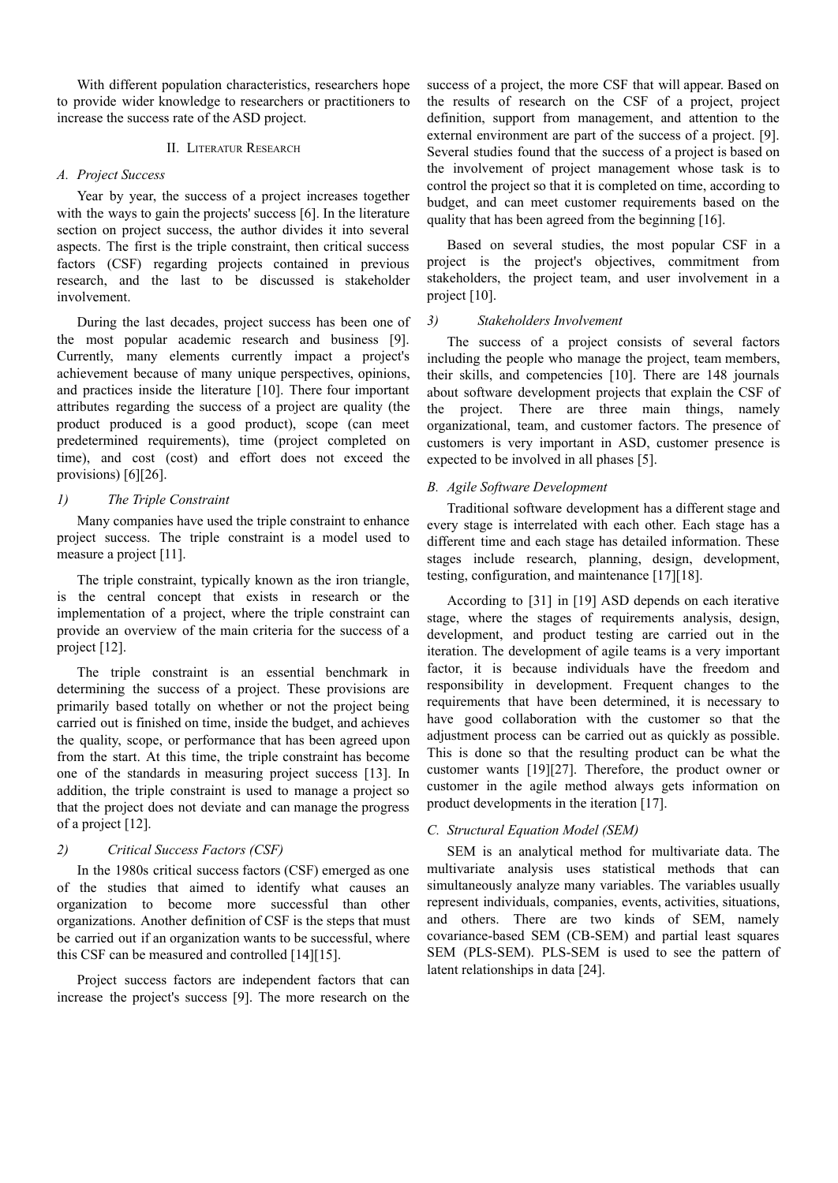With different population characteristics, researchers hope to provide wider knowledge to researchers or practitioners to increase the success rate of the ASD project.

## II. Literatur Research

### A. Project Success

Year by year, the success of a project increases together with the ways to gain the projects' success [6]. In the literature section on project success, the author divides it into several aspects. The first is the triple constraint, then critical success factors (CSF) regarding projects contained in previous research, and the last to be discussed is stakeholder involvement.

During the last decades, project success has been one of the most popular academic research and business [9]. Currently, many elements currently impact a project's achievement because of many unique perspectives, opinions, and practices inside the literature [10]. There four important attributes regarding the success of a project are quality (the product produced is a good product), scope (can meet predetermined requirements), time (project completed on time), and cost (cost) and effort does not exceed the provisions) [6][26].

#### 1) The Triple Constraint

Many companies have used the triple constraint to enhance project success. The triple constraint is a model used to measure a project [11].

The triple constraint, typically known as the iron triangle, is the central concept that exists in research or the implementation of a project, where the triple constraint can provide an overview of the main criteria for the success of a project [12].

The triple constraint is an essential benchmark in determining the success of a project. These provisions are primarily based totally on whether or not the project being carried out is finished on time, inside the budget, and achieves the quality, scope, or performance that has been agreed upon from the start. At this time, the triple constraint has become one of the standards in measuring project success [13]. In addition, the triple constraint is used to manage a project so that the project does not deviate and can manage the progress of a project [12].

#### 2) Critical Success Factors (CSF)

In the 1980s critical success factors (CSF) emerged as one of the studies that aimed to identify what causes an organization to become more successful than other organizations. Another definition of CSF is the steps that must be carried out if an organization wants to be successful, where this CSF can be measured and controlled [14][15].

Project success factors are independent factors that can increase the project's success [9]. The more research on the success of a project, the more CSF that will appear. Based on the results of research on the CSF of a project, project definition, support from management, and attention to the external environment are part of the success of a project. [9]. Several studies found that the success of a project is based on the involvement of project management whose task is to control the project so that it is completed on time, according to budget, and can meet customer requirements based on the quality that has been agreed from the beginning [16].

Based on several studies, the most popular CSF in a project is the project's objectives, commitment from stakeholders, the project team, and user involvement in a project [10].

#### 3) Stakeholders Involvement

The success of a project consists of several factors including the people who manage the project, team members, their skills, and competencies [10]. There are 148 journals about software development projects that explain the CSF of the project. There are three main things, namely organizational, team, and customer factors. The presence of customers is very important in ASD, customer presence is expected to be involved in all phases [5].

### B. Agile Software Development

Traditional software development has a different stage and every stage is interrelated with each other. Each stage has a different time and each stage has detailed information. These stages include research, planning, design, development, testing, configuration, and maintenance [17][18].

According to [31] in [19] ASD depends on each iterative stage, where the stages of requirements analysis, design, development, and product testing are carried out in the iteration. The development of agile teams is a very important factor, it is because individuals have the freedom and responsibility in development. Frequent changes to the requirements that have been determined, it is necessary to have good collaboration with the customer so that the adjustment process can be carried out as quickly as possible. This is done so that the resulting product can be what the customer wants [19][27]. Therefore, the product owner or customer in the agile method always gets information on product developments in the iteration [17].

### C. Structural Equation Model (SEM)

SEM is an analytical method for multivariate data. The multivariate analysis uses statistical methods that can simultaneously analyze many variables. The variables usually represent individuals, companies, events, activities, situations, and others. There are two kinds of SEM, namely covariance-based SEM (CB-SEM) and partial least squares SEM (PLS-SEM). PLS-SEM is used to see the pattern of latent relationships in data [24].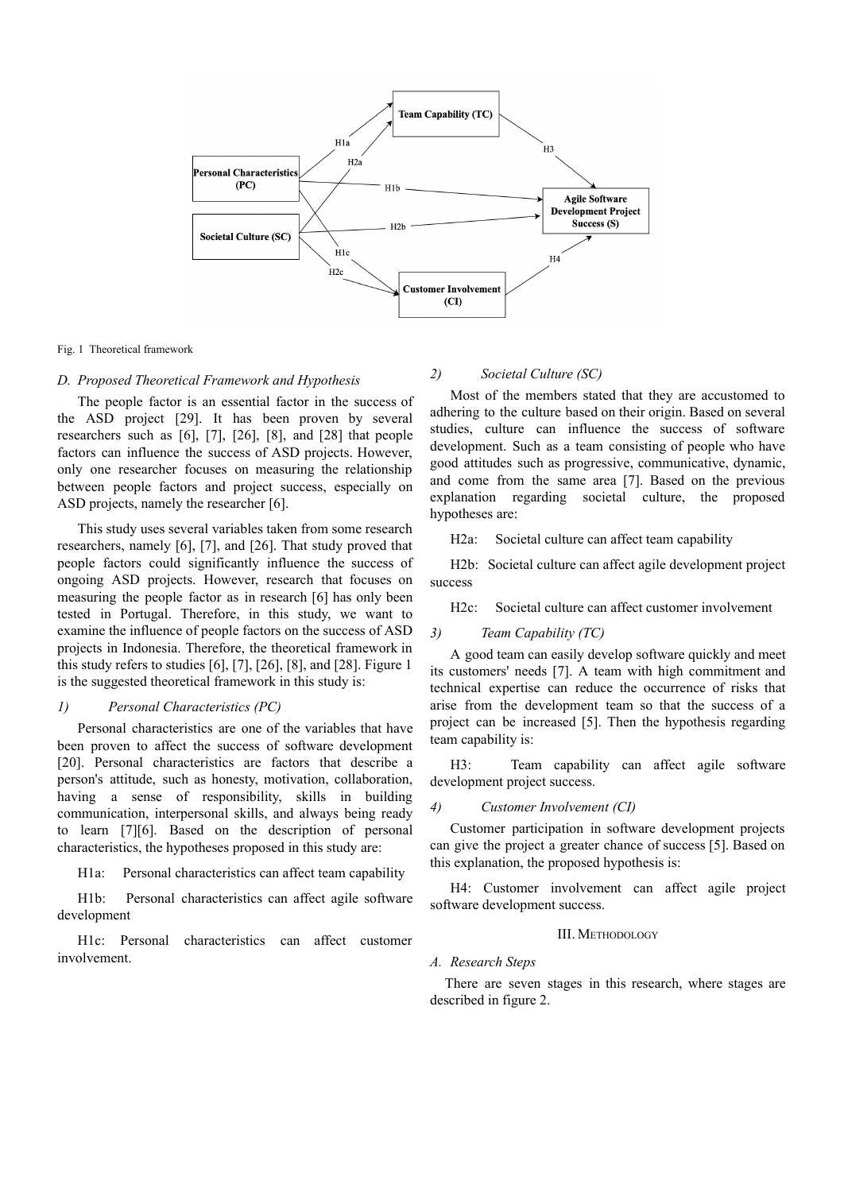Fig. 1 Theoretical framework

### D. Proposed Theoretical Framework and Hypothesis

The people factor is an essential factor in the success of the ASD project [29]. It has been proven by several researchers such as [6], [7], [26], [8], and [28] that people factors can influence the success of ASD projects. However, only one researcher focuses on measuring the relationship between people factors and project success, especially on ASD projects, namely the researcher [6].

This study uses several variables taken from some research researchers, namely [6], [7], and [26]. That study proved that people factors could significantly influence the success of ongoing ASD projects. However, research that focuses on measuring the people factor as in research [6] has only been tested in Portugal. Therefore, in this study, we want to examine the influence of people factors on the success of ASD projects in Indonesia. Therefore, the theoretical framework in this study refers to studies [6], [7], [26], [8], and [28]. Figure 1 is the suggested theoretical framework in this study is:

#### 1) Personal Characteristics (PC)

Personal characteristics are one of the variables that have been proven to affect the success of software development [20]. Personal characteristics are factors that describe a person's attitude, such as honesty, motivation, collaboration, having a sense of responsibility, skills in building communication, interpersonal skills, and always being ready to learn [7][6]. Based on the description of personal characteristics, the hypotheses proposed in this study are:

H1a: Personal characteristics can affect team capability

H1b: Personal characteristics can affect agile software development

H1c: Personal characteristics can affect customer involvement.

#### 2) Societal Culture (SC)

Most of the members stated that they are accustomed to adhering to the culture based on their origin. Based on several studies, culture can influence the success of software development. Such as a team consisting of people who have good attitudes such as progressive, communicative, dynamic, and come from the same area [7]. Based on the previous explanation regarding societal culture, the proposed hypotheses are:

H2a: Societal culture can affect team capability

H2b: Societal culture can affect agile development project success

H2c: Societal culture can affect customer involvement

#### 3) Team Capability (TC)

A good team can easily develop software quickly and meet its customers' needs [7]. A team with high commitment and technical expertise can reduce the occurrence of risks that arise from the development team so that the success of a project can be increased [5]. Then the hypothesis regarding team capability is:

H3: Team capability can affect agile software development project success.

#### 4) Customer Involvement (CI)

Customer participation in software development projects can give the project a greater chance of success [5]. Based on this explanation, the proposed hypothesis is:

H4: Customer involvement can affect agile project software development success.

## III. Methodology

### A. Research Steps

There are seven stages in this research, where stages are described in figure 2.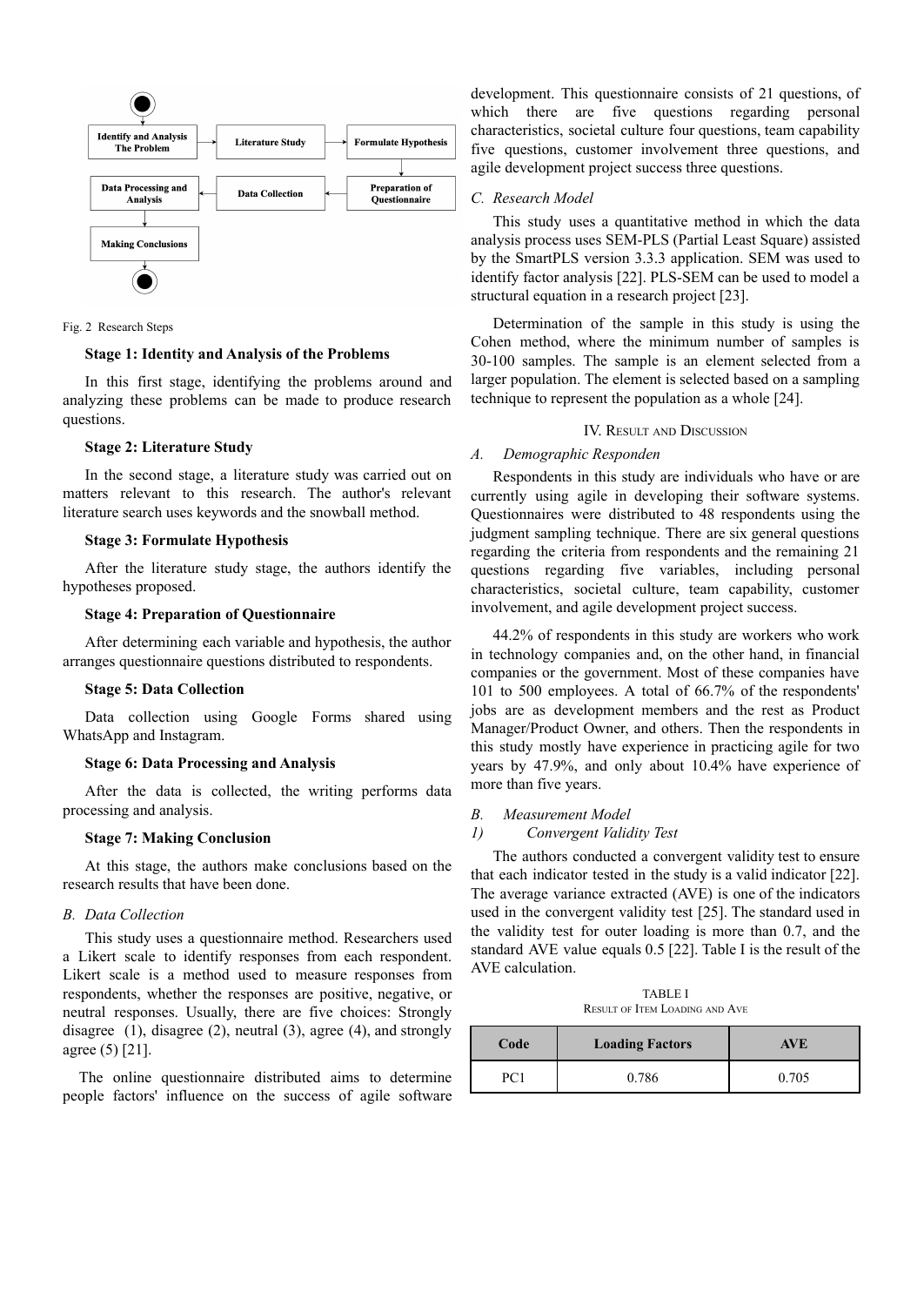Fig. 2 Research Steps

**Stage 1: Identity and Analysis of the Problems**

In this first stage, identifying the problems around and analyzing these problems can be made to produce research questions.

**Stage 2: Literature Study**

In the second stage, a literature study was carried out on matters relevant to this research. The author's relevant literature search uses keywords and the snowball method.

**Stage 3: Formulate Hypothesis**

After the literature study stage, the authors identify the hypotheses proposed.

**Stage 4: Preparation of Questionnaire**

After determining each variable and hypothesis, the author arranges questionnaire questions distributed to respondents.

**Stage 5: Data Collection**

Data collection using Google Forms shared using WhatsApp and Instagram.

**Stage 6: Data Processing and Analysis**

After the data is collected, the writing performs data processing and analysis.

**Stage 7: Making Conclusion**

At this stage, the authors make conclusions based on the research results that have been done.

### *B. Data Collection*

This study uses a questionnaire method. Researchers used a Likert scale to identify responses from each respondent. Likert scale is a method used to measure responses from respondents, whether the responses are positive, negative, or neutral responses. Usually, there are five choices: Strongly disagree (1), disagree (2), neutral (3), agree (4), and strongly agree (5) [21].

The online questionnaire distributed aims to determine people factors' influence on the success of agile software development. This questionnaire consists of 21 questions, of which there are five questions regarding personal characteristics, societal culture four questions, team capability five questions, customer involvement three questions, and agile development project success three questions.

### *C. Research Model*

This study uses a quantitative method in which the data analysis process uses SEM-PLS (Partial Least Square) assisted by the SmartPLS version 3.3.3 application. SEM was used to identify factor analysis [22]. PLS-SEM can be used to model a structural equation in a research project [23].

Determination of the sample in this study is using the Cohen method, where the minimum number of samples is 30-100 samples. The sample is an element selected from a larger population. The element is selected based on a sampling technique to represent the population as a whole [24].

## IV. Result and Discussion

### *A. Demographic Responden*

Respondents in this study are individuals who have or are currently using agile in developing their software systems. Questionnaires were distributed to 48 respondents using the judgment sampling technique. There are six general questions regarding the criteria from respondents and the remaining 21 questions regarding five variables, including personal characteristics, societal culture, team capability, customer involvement, and agile development project success.

44.2% of respondents in this study are workers who work in technology companies and, on the other hand, in financial companies or the government. Most of these companies have 101 to 500 employees. A total of 66.7% of the respondents' jobs are as development members and the rest as Product Manager/Product Owner, and others. Then the respondents in this study mostly have experience in practicing agile for two years by 47.9%, and only about 10.4% have experience of more than five years.

### *B. Measurement Model*

#### *1) Convergent Validity Test*

The authors conducted a convergent validity test to ensure that each indicator tested in the study is a valid indicator [22]. The average variance extracted (AVE) is one of the indicators used in the convergent validity test [25]. The standard used in the validity test for outer loading is more than 0.7, and the standard AVE value equals 0.5 [22]. Table I is the result of the AVE calculation.

TABLE I
Result of Item Loading and Ave

| Code | Loading Factors | AVE |
|---|---|---|
| PC1 | 0.786 | 0.705 |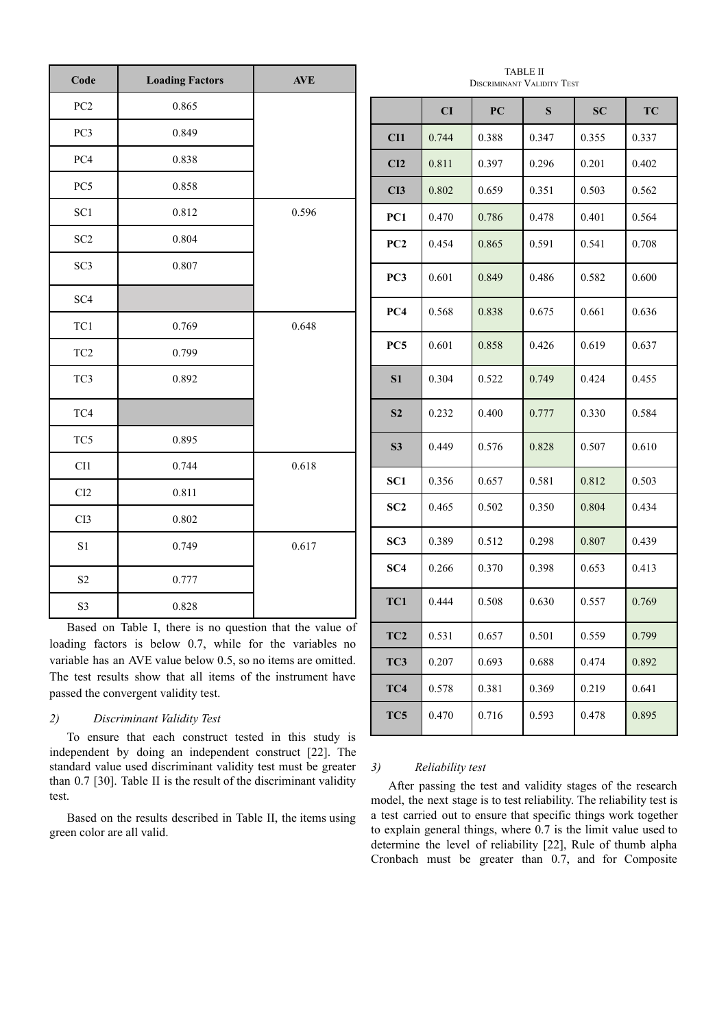| Code | Loading Factors | AVE |
|---|---|---|
| PC2 | 0.865 | |
| PC3 | 0.849 | |
| PC4 | 0.838 | |
| PC5 | 0.858 | |
| SC1 | 0.812 | 0.596 |
| SC2 | 0.804 | |
| SC3 | 0.807 | |
| SC4 | | |
| TC1 | 0.769 | 0.648 |
| TC2 | 0.799 | |
| TC3 | 0.892 | |
| TC4 | | |
| TC5 | 0.895 | |
| CI1 | 0.744 | 0.618 |
| CI2 | 0.811 | |
| CI3 | 0.802 | |
| S1 | 0.749 | 0.617 |
| S2 | 0.777 | |
| S3 | 0.828 | |

Based on Table I, there is no question that the value of loading factors is below 0.7, while for the variables no variable has an AVE value below 0.5, so no items are omitted. The test results show that all items of the instrument have passed the convergent validity test.

*2) Discriminant Validity Test*

To ensure that each construct tested in this study is independent by doing an independent construct [22]. The standard value used discriminant validity test must be greater than 0.7 [30]. Table II is the result of the discriminant validity test.

Based on the results described in Table II, the items using green color are all valid.

TABLE II
DISCRIMINANT VALIDITY TEST

| | CI | PC | S | SC | TC |
|---|---|---|---|---|---|
| **CI1** | 0.744 | 0.388 | 0.347 | 0.355 | 0.337 |
| **CI2** | 0.811 | 0.397 | 0.296 | 0.201 | 0.402 |
| **CI3** | 0.802 | 0.659 | 0.351 | 0.503 | 0.562 |
| **PC1** | 0.470 | 0.786 | 0.478 | 0.401 | 0.564 |
| **PC2** | 0.454 | 0.865 | 0.591 | 0.541 | 0.708 |
| **PC3** | 0.601 | 0.849 | 0.486 | 0.582 | 0.600 |
| **PC4** | 0.568 | 0.838 | 0.675 | 0.661 | 0.636 |
| **PC5** | 0.601 | 0.858 | 0.426 | 0.619 | 0.637 |
| **S1** | 0.304 | 0.522 | 0.749 | 0.424 | 0.455 |
| **S2** | 0.232 | 0.400 | 0.777 | 0.330 | 0.584 |
| **S3** | 0.449 | 0.576 | 0.828 | 0.507 | 0.610 |
| **SC1** | 0.356 | 0.657 | 0.581 | 0.812 | 0.503 |
| **SC2** | 0.465 | 0.502 | 0.350 | 0.804 | 0.434 |
| **SC3** | 0.389 | 0.512 | 0.298 | 0.807 | 0.439 |
| **SC4** | 0.266 | 0.370 | 0.398 | 0.653 | 0.413 |
| **TC1** | 0.444 | 0.508 | 0.630 | 0.557 | 0.769 |
| **TC2** | 0.531 | 0.657 | 0.501 | 0.559 | 0.799 |
| **TC3** | 0.207 | 0.693 | 0.688 | 0.474 | 0.892 |
| **TC4** | 0.578 | 0.381 | 0.369 | 0.219 | 0.641 |
| **TC5** | 0.470 | 0.716 | 0.593 | 0.478 | 0.895 |

*3) Reliability test*

After passing the test and validity stages of the research model, the next stage is to test reliability. The reliability test is a test carried out to ensure that specific things work together to explain general things, where 0.7 is the limit value used to determine the level of reliability [22], Rule of thumb alpha Cronbach must be greater than 0.7, and for Composite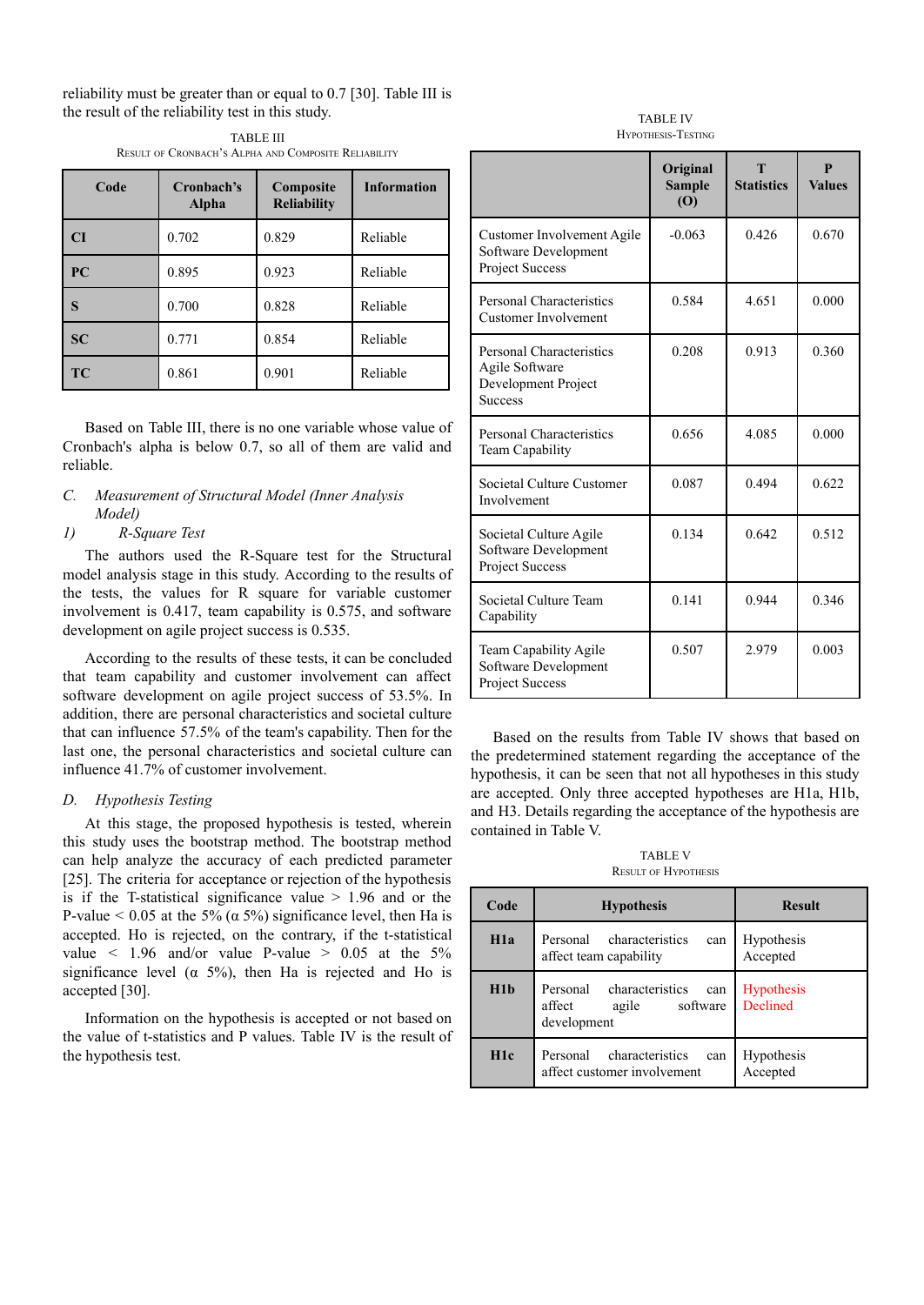reliability must be greater than or equal to 0.7 [30]. Table III is the result of the reliability test in this study.

TABLE III
RESULT OF CRONBACH'S ALPHA AND COMPOSITE RELIABILITY

| Code | Cronbach's Alpha | Composite Reliability | Information |
|---|---|---|---|
| **CI** | 0.702 | 0.829 | Reliable |
| **PC** | 0.895 | 0.923 | Reliable |
| **S** | 0.700 | 0.828 | Reliable |
| **SC** | 0.771 | 0.854 | Reliable |
| **TC** | 0.861 | 0.901 | Reliable |

Based on Table III, there is no one variable whose value of Cronbach's alpha is below 0.7, so all of them are valid and reliable.

### *C. Measurement of Structural Model (Inner Analysis Model)*

#### *1) R-Square Test*

The authors used the R-Square test for the Structural model analysis stage in this study. According to the results of the tests, the values for R square for variable customer involvement is 0.417, team capability is 0.575, and software development on agile project success is 0.535.

According to the results of these tests, it can be concluded that team capability and customer involvement can affect software development on agile project success of 53.5%. In addition, there are personal characteristics and societal culture that can influence 57.5% of the team's capability. Then for the last one, the personal characteristics and societal culture can influence 41.7% of customer involvement.

### *D. Hypothesis Testing*

At this stage, the proposed hypothesis is tested, wherein this study uses the bootstrap method. The bootstrap method can help analyze the accuracy of each predicted parameter [25]. The criteria for acceptance or rejection of the hypothesis is if the T-statistical significance value > 1.96 and or the P-value < 0.05 at the 5% (α 5%) significance level, then Ha is accepted. Ho is rejected, on the contrary, if the t-statistical value < 1.96 and/or value P-value > 0.05 at the 5% significance level (α 5%), then Ha is rejected and Ho is accepted [30].

Information on the hypothesis is accepted or not based on the value of t-statistics and P values. Table IV is the result of the hypothesis test.

TABLE IV
HYPOTHESIS-TESTING

| | Original Sample (O) | T Statistics | P Values |
|---|---|---|---|
| Customer Involvement Agile Software Development Project Success | -0.063 | 0.426 | 0.670 |
| Personal Characteristics Customer Involvement | 0.584 | 4.651 | 0.000 |
| Personal Characteristics Agile Software Development Project Success | 0.208 | 0.913 | 0.360 |
| Personal Characteristics Team Capability | 0.656 | 4.085 | 0.000 |
| Societal Culture Customer Involvement | 0.087 | 0.494 | 0.622 |
| Societal Culture Agile Software Development Project Success | 0.134 | 0.642 | 0.512 |
| Societal Culture Team Capability | 0.141 | 0.944 | 0.346 |
| Team Capability Agile Software Development Project Success | 0.507 | 2.979 | 0.003 |

Based on the results from Table IV shows that based on the predetermined statement regarding the acceptance of the hypothesis, it can be seen that not all hypotheses in this study are accepted. Only three accepted hypotheses are H1a, H1b, and H3. Details regarding the acceptance of the hypothesis are contained in Table V.

TABLE V
RESULT OF HYPOTHESIS

| Code | Hypothesis | Result |
|---|---|---|
| **H1a** | Personal characteristics can affect team capability | Hypothesis Accepted |
| **H1b** | Personal characteristics can affect agile software development | Hypothesis Declined |
| **H1c** | Personal characteristics can affect customer involvement | Hypothesis Accepted |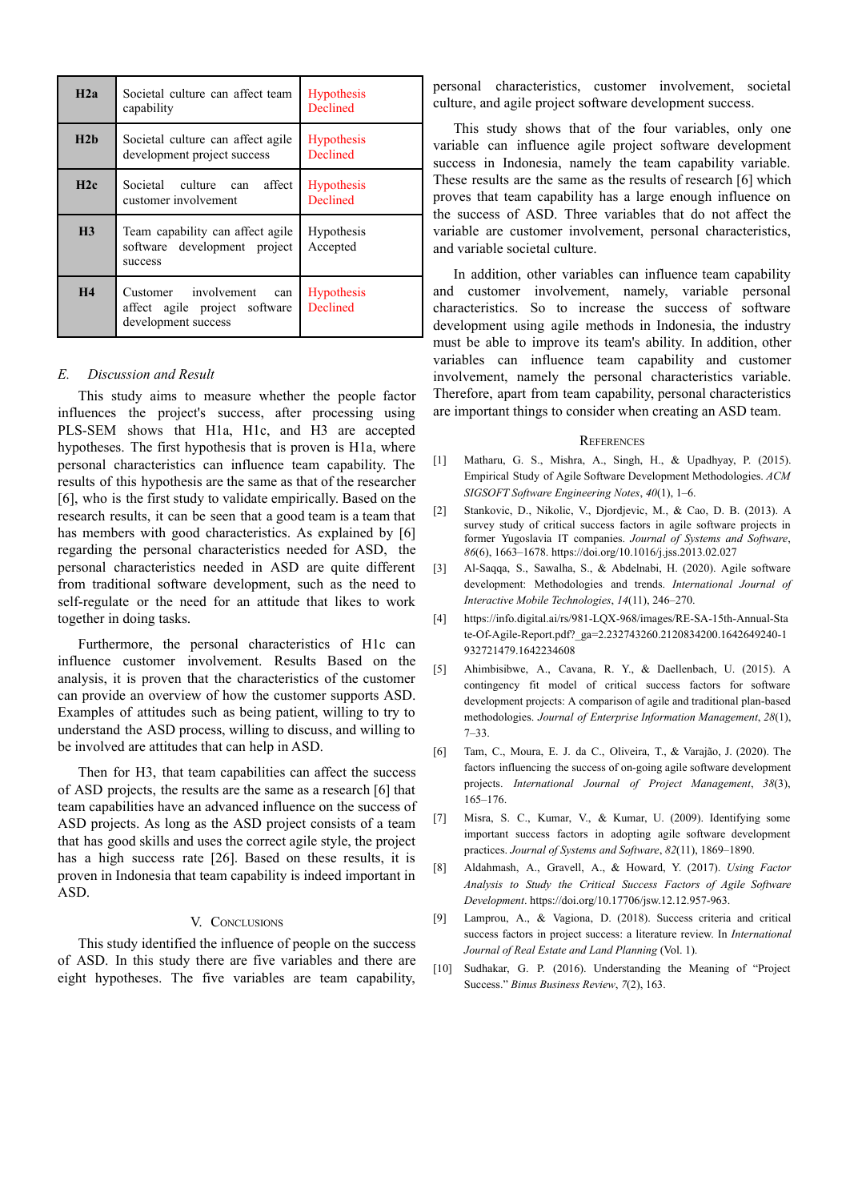| H2a | Societal culture can affect team capability | Hypothesis Declined |
|---|---|---|
| H2b | Societal culture can affect agile development project success | Hypothesis Declined |
| H2c | Societal culture can affect customer involvement | Hypothesis Declined |
| H3 | Team capability can affect agile software development project success | Hypothesis Accepted |
| H4 | Customer involvement can affect agile project software development success | Hypothesis Declined |

### *E. Discussion and Result*

This study aims to measure whether the people factor influences the project's success, after processing using PLS-SEM shows that H1a, H1c, and H3 are accepted hypotheses. The first hypothesis that is proven is H1a, where personal characteristics can influence team capability. The results of this hypothesis are the same as that of the researcher [6], who is the first study to validate empirically. Based on the research results, it can be seen that a good team is a team that has members with good characteristics. As explained by [6] regarding the personal characteristics needed for ASD, the personal characteristics needed in ASD are quite different from traditional software development, such as the need to self-regulate or the need for an attitude that likes to work together in doing tasks.

Furthermore, the personal characteristics of H1c can influence customer involvement. Results Based on the analysis, it is proven that the characteristics of the customer can provide an overview of how the customer supports ASD. Examples of attitudes such as being patient, willing to try to understand the ASD process, willing to discuss, and willing to be involved are attitudes that can help in ASD.

Then for H3, that team capabilities can affect the success of ASD projects, the results are the same as a research [6] that team capabilities have an advanced influence on the success of ASD projects. As long as the ASD project consists of a team that has good skills and uses the correct agile style, the project has a high success rate [26]. Based on these results, it is proven in Indonesia that team capability is indeed important in ASD.

## V. Conclusions

This study identified the influence of people on the success of ASD. In this study there are five variables and there are eight hypotheses. The five variables are team capability, personal characteristics, customer involvement, societal culture, and agile project software development success.

This study shows that of the four variables, only one variable can influence agile project software development success in Indonesia, namely the team capability variable. These results are the same as the results of research [6] which proves that team capability has a large enough influence on the success of ASD. Three variables that do not affect the variable are customer involvement, personal characteristics, and variable societal culture.

In addition, other variables can influence team capability and customer involvement, namely, variable personal characteristics. So to increase the success of software development using agile methods in Indonesia, the industry must be able to improve its team's ability. In addition, other variables can influence team capability and customer involvement, namely the personal characteristics variable. Therefore, apart from team capability, personal characteristics are important things to consider when creating an ASD team.

## References

[1] Matharu, G. S., Mishra, A., Singh, H., & Upadhyay, P. (2015). Empirical Study of Agile Software Development Methodologies. *ACM SIGSOFT Software Engineering Notes*, *40*(1), 1–6.

[2] Stankovic, D., Nikolic, V., Djordjevic, M., & Cao, D. B. (2013). A survey study of critical success factors in agile software projects in former Yugoslavia IT companies. *Journal of Systems and Software*, *86*(6), 1663–1678. https://doi.org/10.1016/j.jss.2013.02.027

[3] Al-Saqqa, S., Sawalha, S., & Abdelnabi, H. (2020). Agile software development: Methodologies and trends. *International Journal of Interactive Mobile Technologies*, *14*(11), 246–270.

[4] https://info.digital.ai/rs/981-LQX-968/images/RE-SA-15th-Annual-State-Of-Agile-Report.pdf?_ga=2.232743260.2120834200.1642649240-1932721479.1642234608

[5] Ahimbisibwe, A., Cavana, R. Y., & Daellenbach, U. (2015). A contingency fit model of critical success factors for software development projects: A comparison of agile and traditional plan-based methodologies. *Journal of Enterprise Information Management*, *28*(1), 7–33.

[6] Tam, C., Moura, E. J. da C., Oliveira, T., & Varajão, J. (2020). The factors influencing the success of on-going agile software development projects. *International Journal of Project Management*, *38*(3), 165–176.

[7] Misra, S. C., Kumar, V., & Kumar, U. (2009). Identifying some important success factors in adopting agile software development practices. *Journal of Systems and Software*, *82*(11), 1869–1890.

[8] Aldahmash, A., Gravell, A., & Howard, Y. (2017). *Using Factor Analysis to Study the Critical Success Factors of Agile Software Development*. https://doi.org/10.17706/jsw.12.12.957-963.

[9] Lamprou, A., & Vagiona, D. (2018). Success criteria and critical success factors in project success: a literature review. In *International Journal of Real Estate and Land Planning* (Vol. 1).

[10] Sudhakar, G. P. (2016). Understanding the Meaning of "Project Success." *Binus Business Review*, *7*(2), 163.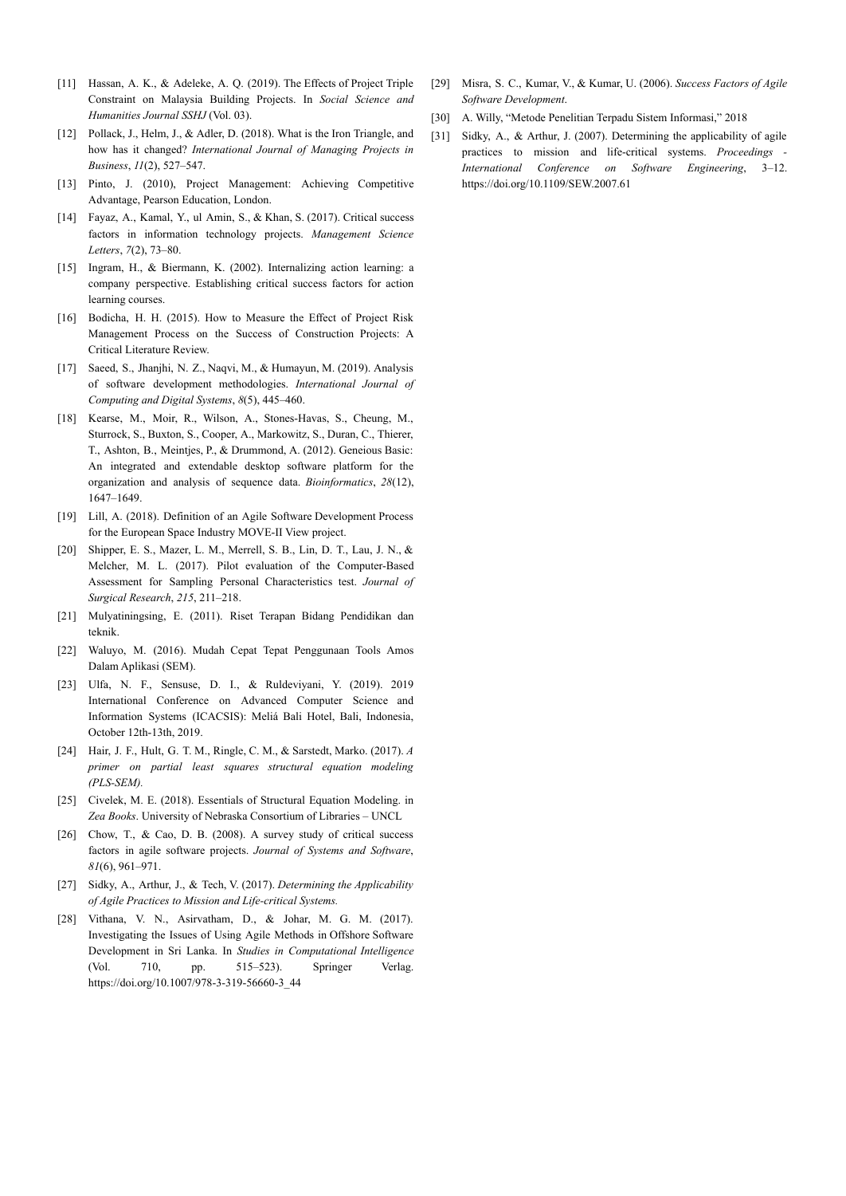[11] Hassan, A. K., & Adeleke, A. Q. (2019). The Effects of Project Triple Constraint on Malaysia Building Projects. In *Social Science and Humanities Journal SSHJ* (Vol. 03).

[12] Pollack, J., Helm, J., & Adler, D. (2018). What is the Iron Triangle, and how has it changed? *International Journal of Managing Projects in Business*, *11*(2), 527–547.

[13] Pinto, J. (2010), Project Management: Achieving Competitive Advantage, Pearson Education, London.

[14] Fayaz, A., Kamal, Y., ul Amin, S., & Khan, S. (2017). Critical success factors in information technology projects. *Management Science Letters*, *7*(2), 73–80.

[15] Ingram, H., & Biermann, K. (2002). Internalizing action learning: a company perspective. Establishing critical success factors for action learning courses.

[16] Bodicha, H. H. (2015). How to Measure the Effect of Project Risk Management Process on the Success of Construction Projects: A Critical Literature Review.

[17] Saeed, S., Jhanjhi, N. Z., Naqvi, M., & Humayun, M. (2019). Analysis of software development methodologies. *International Journal of Computing and Digital Systems*, *8*(5), 445–460.

[18] Kearse, M., Moir, R., Wilson, A., Stones-Havas, S., Cheung, M., Sturrock, S., Buxton, S., Cooper, A., Markowitz, S., Duran, C., Thierer, T., Ashton, B., Meintjes, P., & Drummond, A. (2012). Geneious Basic: An integrated and extendable desktop software platform for the organization and analysis of sequence data. *Bioinformatics*, *28*(12), 1647–1649.

[19] Lill, A. (2018). Definition of an Agile Software Development Process for the European Space Industry MOVE-II View project.

[20] Shipper, E. S., Mazer, L. M., Merrell, S. B., Lin, D. T., Lau, J. N., & Melcher, M. L. (2017). Pilot evaluation of the Computer-Based Assessment for Sampling Personal Characteristics test. *Journal of Surgical Research*, *215*, 211–218.

[21] Mulyatiningsing, E. (2011). Riset Terapan Bidang Pendidikan dan teknik.

[22] Waluyo, M. (2016). Mudah Cepat Tepat Penggunaan Tools Amos Dalam Aplikasi (SEM).

[23] Ulfa, N. F., Sensuse, D. I., & Ruldeviyani, Y. (2019). 2019 International Conference on Advanced Computer Science and Information Systems (ICACSIS): Meliá Bali Hotel, Bali, Indonesia, October 12th-13th, 2019.

[24] Hair, J. F., Hult, G. T. M., Ringle, C. M., & Sarstedt, Marko. (2017). *A primer on partial least squares structural equation modeling (PLS-SEM).*

[25] Civelek, M. E. (2018). Essentials of Structural Equation Modeling. in *Zea Books*. University of Nebraska Consortium of Libraries – UNCL

[26] Chow, T., & Cao, D. B. (2008). A survey study of critical success factors in agile software projects. *Journal of Systems and Software*, *81*(6), 961–971.

[27] Sidky, A., Arthur, J., & Tech, V. (2017). *Determining the Applicability of Agile Practices to Mission and Life-critical Systems.*

[28] Vithana, V. N., Asirvatham, D., & Johar, M. G. M. (2017). Investigating the Issues of Using Agile Methods in Offshore Software Development in Sri Lanka. In *Studies in Computational Intelligence* (Vol. 710, pp. 515–523). Springer Verlag. https://doi.org/10.1007/978-3-319-56660-3_44

[29] Misra, S. C., Kumar, V., & Kumar, U. (2006). *Success Factors of Agile Software Development*.

[30] A. Willy, "Metode Penelitian Terpadu Sistem Informasi," 2018

[31] Sidky, A., & Arthur, J. (2007). Determining the applicability of agile practices to mission and life-critical systems. *Proceedings - International Conference on Software Engineering*, 3–12. https://doi.org/10.1109/SEW.2007.61